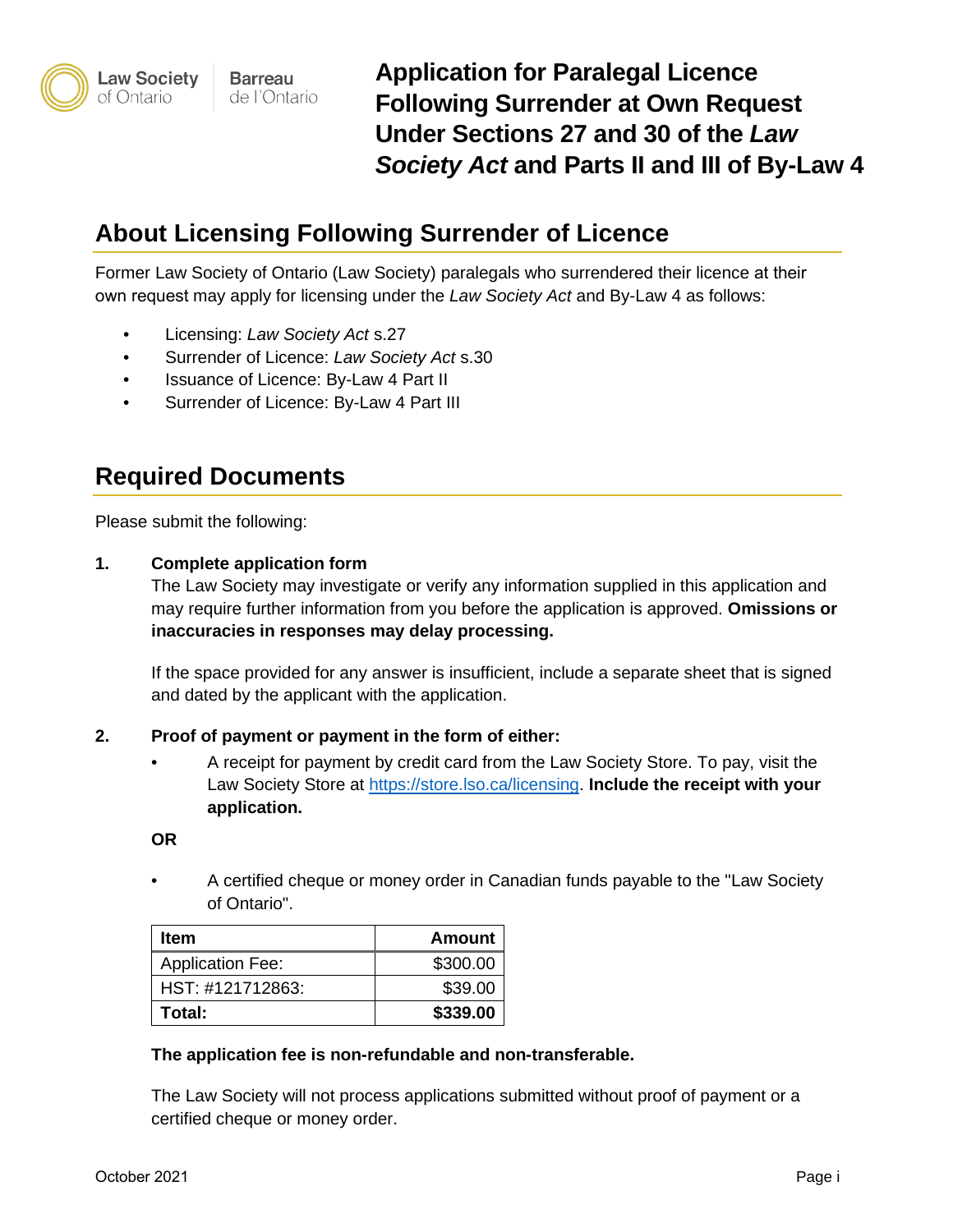Law Society of Ontario | Barreau de l'Ontario

# Application for Paralegal Licence Following Surrender at Own Request Under Sections 27 and 30 of the *Law Society Act* and Parts II and III of By-Law 4

## About Licensing Following Surrender of Licence

Former Law Society of Ontario (Law Society) paralegals who surrendered their licence at their own request may apply for licensing under the *Law Society Act* and By-Law 4 as follows:

- Licensing: *Law Society Act* s.27
- Surrender of Licence: *Law Society Act* s.30
- Issuance of Licence: By-Law 4 Part II
- Surrender of Licence: By-Law 4 Part III

## Required Documents

Please submit the following:

1. **Complete application form**

   The Law Society may investigate or verify any information supplied in this application and may require further information from you before the application is approved. **Omissions or inaccuracies in responses may delay processing.**

   If the space provided for any answer is insufficient, include a separate sheet that is signed and dated by the applicant with the application.

2. **Proof of payment or payment in the form of either:**

   - A receipt for payment by credit card from the Law Society Store. To pay, visit the Law Society Store at https://store.lso.ca/licensing. **Include the receipt with your application.**

   **OR**

   - A certified cheque or money order in Canadian funds payable to the "Law Society of Ontario".

   | Item | Amount |
   |---|---|
   | Application Fee: | $300.00 |
   | HST: #121712863: | $39.00 |
   | **Total:** | **$339.00** |

   **The application fee is non-refundable and non-transferable.**

   The Law Society will not process applications submitted without proof of payment or a certified cheque or money order.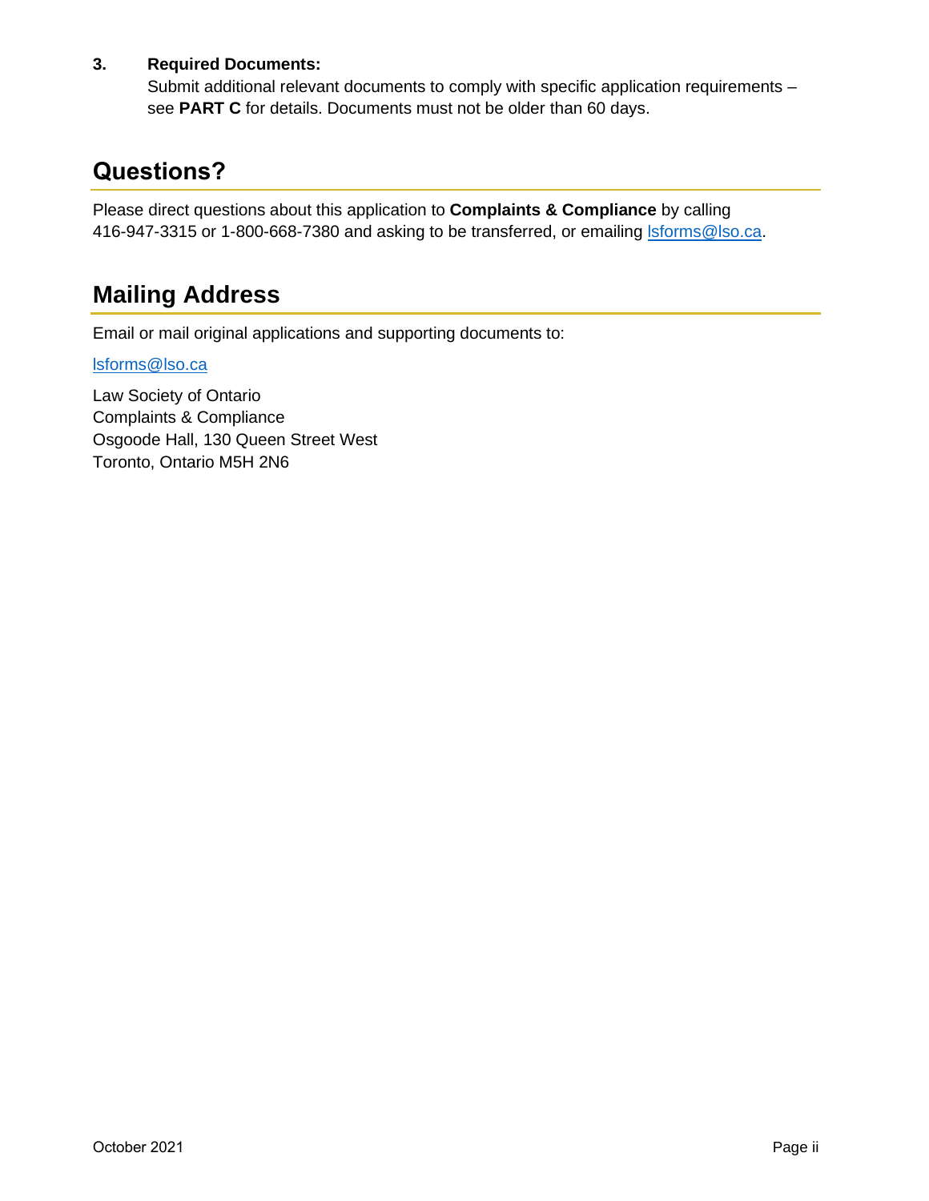3. **Required Documents:**
   Submit additional relevant documents to comply with specific application requirements – see **PART C** for details. Documents must not be older than 60 days.

## Questions?

Please direct questions about this application to **Complaints & Compliance** by calling 416-947-3315 or 1-800-668-7380 and asking to be transferred, or emailing lsforms@lso.ca.

## Mailing Address

Email or mail original applications and supporting documents to:

lsforms@lso.ca

Law Society of Ontario
Complaints & Compliance
Osgoode Hall, 130 Queen Street West
Toronto, Ontario M5H 2N6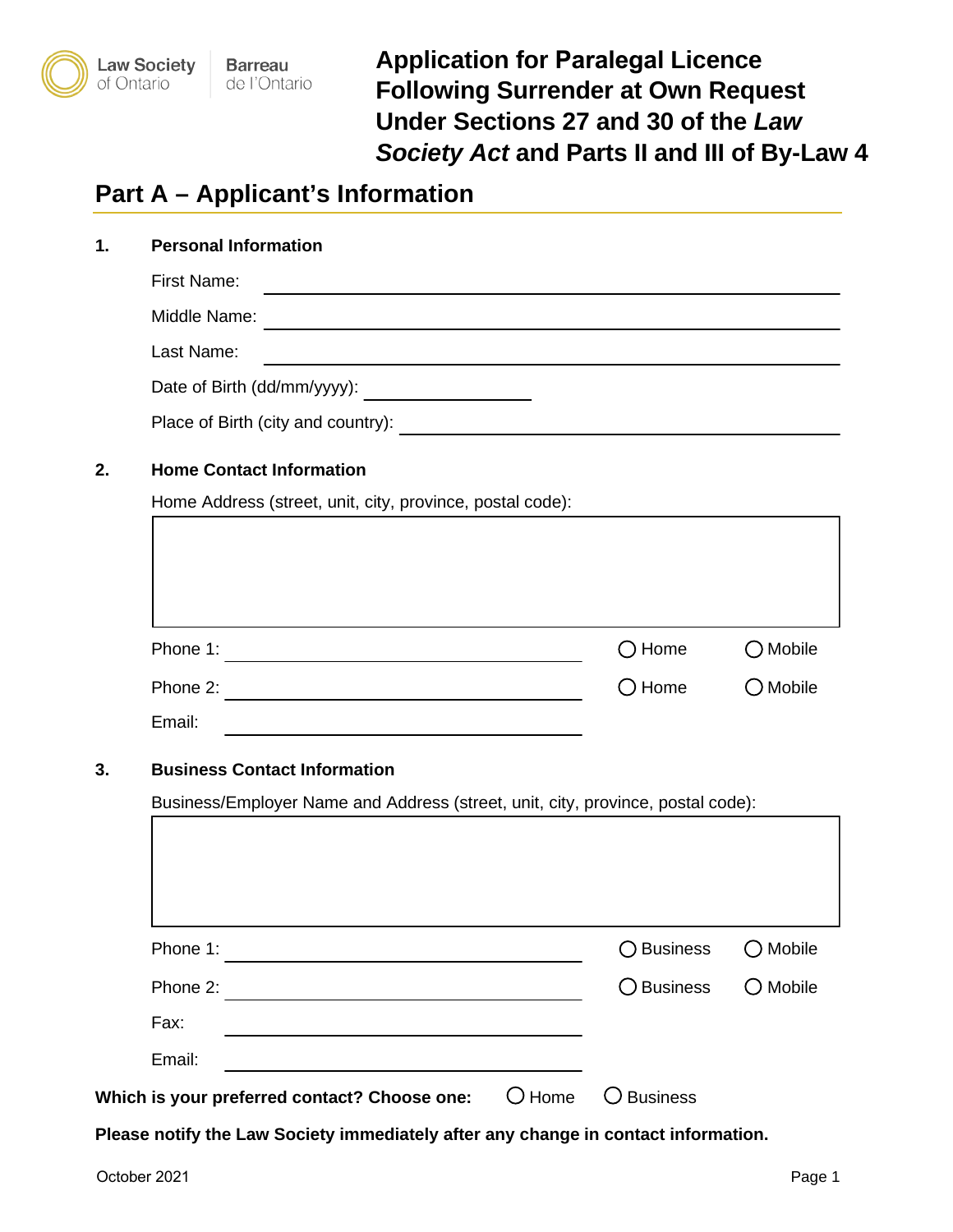Law Society of Ontario | Barreau de l'Ontario

# Application for Paralegal Licence Following Surrender at Own Request Under Sections 27 and 30 of the *Law Society Act* and Parts II and III of By-Law 4

## Part A – Applicant's Information

**1. Personal Information**

First Name: ______________________

Middle Name: ______________________

Last Name: ______________________

Date of Birth (dd/mm/yyyy): ______________

Place of Birth (city and country): ______________________

**2. Home Contact Information**

Home Address (street, unit, city, province, postal code):

[ ]

Phone 1: ______________________ ○ Home ○ Mobile

Phone 2: ______________________ ○ Home ○ Mobile

Email: ______________________

**3. Business Contact Information**

Business/Employer Name and Address (street, unit, city, province, postal code):

[ ]

Phone 1: ______________________ ○ Business ○ Mobile

Phone 2: ______________________ ○ Business ○ Mobile

Fax: ______________________

Email: ______________________

**Which is your preferred contact? Choose one:** ○ Home ○ Business

**Please notify the Law Society immediately after any change in contact information.**

October 2021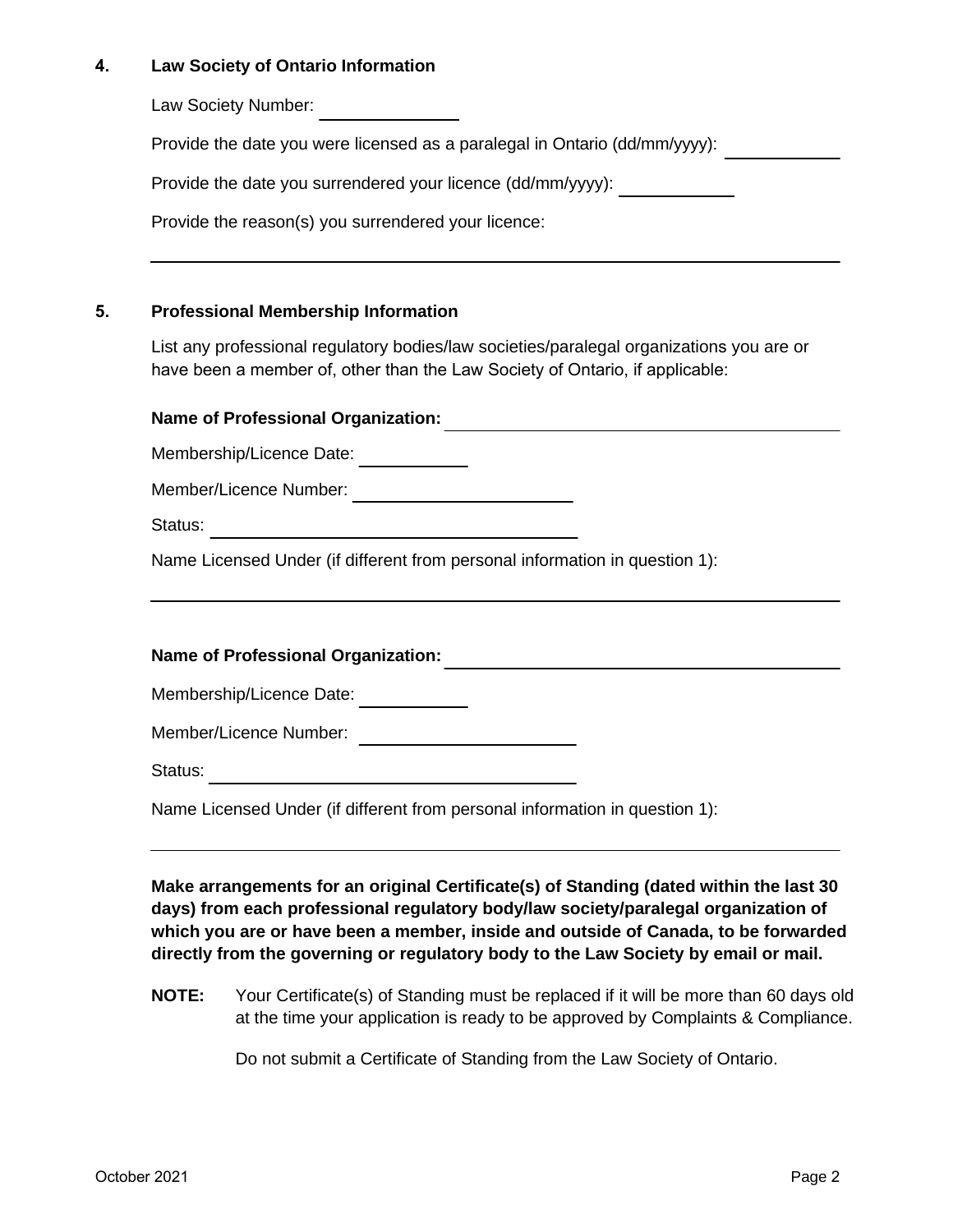## 4. Law Society of Ontario Information

Law Society Number: ______________

Provide the date you were licensed as a paralegal in Ontario (dd/mm/yyyy): ____________

Provide the date you surrendered your licence (dd/mm/yyyy): ____________

Provide the reason(s) you surrendered your licence:

______________________________________________________________________

## 5. Professional Membership Information

List any professional regulatory bodies/law societies/paralegal organizations you are or have been a member of, other than the Law Society of Ontario, if applicable:

**Name of Professional Organization:** ______________________________

Membership/Licence Date: ___________

Member/Licence Number: ______________________

Status: ____________________________________

Name Licensed Under (if different from personal information in question 1):

______________________________________________________________________

**Name of Professional Organization:** ______________________________

Membership/Licence Date: ___________

Member/Licence Number: ______________________

Status: ____________________________________

Name Licensed Under (if different from personal information in question 1):

______________________________________________________________________

**Make arrangements for an original Certificate(s) of Standing (dated within the last 30 days) from each professional regulatory body/law society/paralegal organization of which you are or have been a member, inside and outside of Canada, to be forwarded directly from the governing or regulatory body to the Law Society by email or mail.**

**NOTE:** Your Certificate(s) of Standing must be replaced if it will be more than 60 days old at the time your application is ready to be approved by Complaints & Compliance.

Do not submit a Certificate of Standing from the Law Society of Ontario.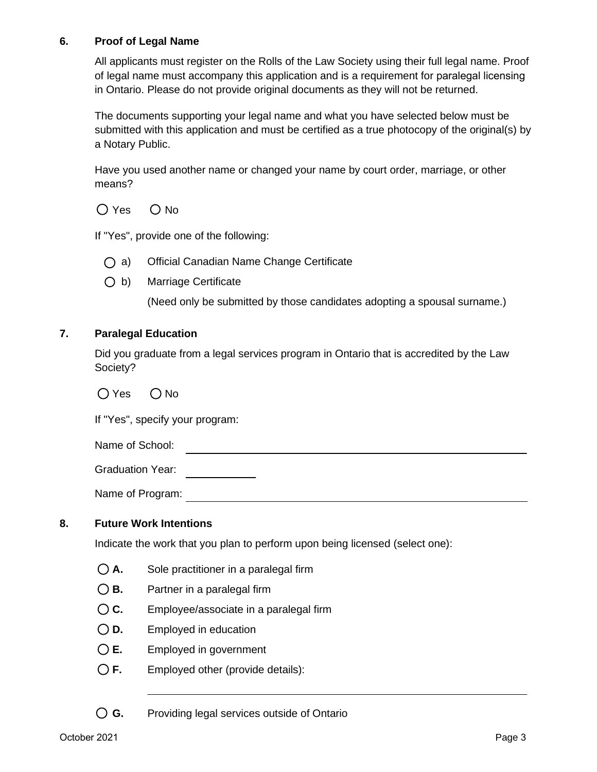## 6. Proof of Legal Name

All applicants must register on the Rolls of the Law Society using their full legal name. Proof of legal name must accompany this application and is a requirement for paralegal licensing in Ontario. Please do not provide original documents as they will not be returned.

The documents supporting your legal name and what you have selected below must be submitted with this application and must be certified as a true photocopy of the original(s) by a Notary Public.

Have you used another name or changed your name by court order, marriage, or other means?

○ Yes ○ No

If "Yes", provide one of the following:

○ a) Official Canadian Name Change Certificate

○ b) Marriage Certificate

(Need only be submitted by those candidates adopting a spousal surname.)

## 7. Paralegal Education

Did you graduate from a legal services program in Ontario that is accredited by the Law Society?

○ Yes ○ No

If "Yes", specify your program:

Name of School: ______________________________

Graduation Year: __________

Name of Program: ______________________________

## 8. Future Work Intentions

Indicate the work that you plan to perform upon being licensed (select one):

○ **A.** Sole practitioner in a paralegal firm

○ **B.** Partner in a paralegal firm

○ **C.** Employee/associate in a paralegal firm

○ **D.** Employed in education

○ **E.** Employed in government

○ **F.** Employed other (provide details):

______________________________

○ **G.** Providing legal services outside of Ontario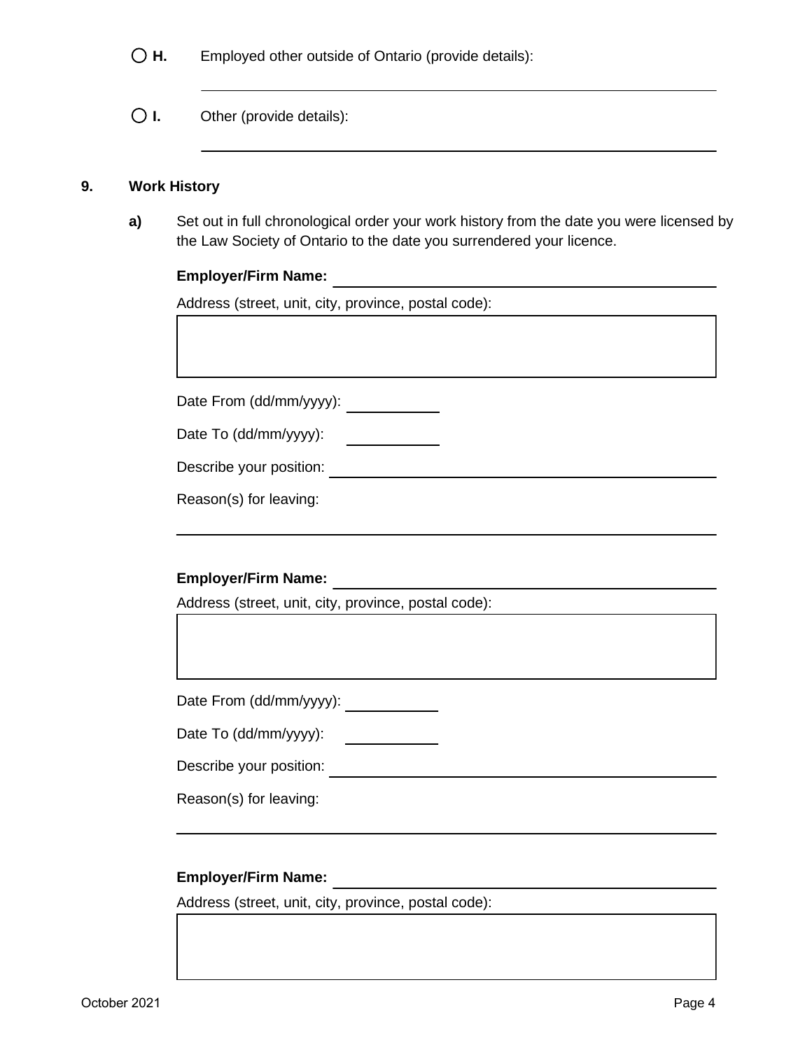○ **H.** Employed other outside of Ontario (provide details):

___

○ **I.** Other (provide details):

___

## 9. Work History

**a)** Set out in full chronological order your work history from the date you were licensed by the Law Society of Ontario to the date you surrendered your licence.

**Employer/Firm Name:** ___

Address (street, unit, city, province, postal code):

|  |
|---|
|  |

Date From (dd/mm/yyyy): ___

Date To (dd/mm/yyyy): ___

Describe your position: ___

Reason(s) for leaving:

___

**Employer/Firm Name:** ___

Address (street, unit, city, province, postal code):

|  |
|---|
|  |

Date From (dd/mm/yyyy): ___

Date To (dd/mm/yyyy): ___

Describe your position: ___

Reason(s) for leaving:

___

**Employer/Firm Name:** ___

Address (street, unit, city, province, postal code):

|  |
|---|
|  |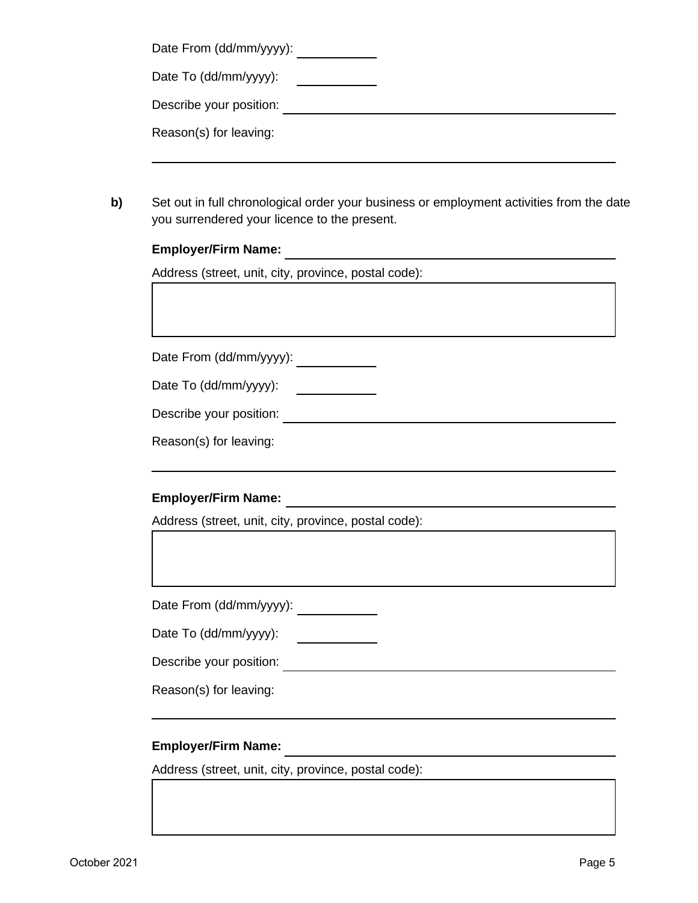Date From (dd/mm/yyyy): \_\_\_\_\_\_\_\_\_\_

Date To (dd/mm/yyyy): \_\_\_\_\_\_\_\_\_\_

Describe your position: \_\_\_\_\_\_\_\_\_\_\_\_\_\_\_\_\_\_\_\_\_\_\_\_\_\_\_\_\_\_\_\_\_\_\_\_\_\_\_\_

Reason(s) for leaving:

\_\_\_\_\_\_\_\_\_\_\_\_\_\_\_\_\_\_\_\_\_\_\_\_\_\_\_\_\_\_\_\_\_\_\_\_\_\_\_\_\_\_\_\_\_\_\_\_\_\_\_\_\_\_\_\_\_\_\_\_

**b)** Set out in full chronological order your business or employment activities from the date you surrendered your licence to the present.

**Employer/Firm Name:** \_\_\_\_\_\_\_\_\_\_\_\_\_\_\_\_\_\_\_\_\_\_\_\_\_\_\_\_\_\_\_\_\_\_\_\_\_\_\_\_

Address (street, unit, city, province, postal code):

Date From (dd/mm/yyyy): \_\_\_\_\_\_\_\_\_\_

Date To (dd/mm/yyyy): \_\_\_\_\_\_\_\_\_\_

Describe your position: \_\_\_\_\_\_\_\_\_\_\_\_\_\_\_\_\_\_\_\_\_\_\_\_\_\_\_\_\_\_\_\_\_\_\_\_\_\_\_\_

Reason(s) for leaving:

\_\_\_\_\_\_\_\_\_\_\_\_\_\_\_\_\_\_\_\_\_\_\_\_\_\_\_\_\_\_\_\_\_\_\_\_\_\_\_\_\_\_\_\_\_\_\_\_\_\_\_\_\_\_\_\_\_\_\_\_

**Employer/Firm Name:** \_\_\_\_\_\_\_\_\_\_\_\_\_\_\_\_\_\_\_\_\_\_\_\_\_\_\_\_\_\_\_\_\_\_\_\_\_\_\_\_

Address (street, unit, city, province, postal code):

Date From (dd/mm/yyyy): \_\_\_\_\_\_\_\_\_\_

Date To (dd/mm/yyyy): \_\_\_\_\_\_\_\_\_\_

Describe your position: \_\_\_\_\_\_\_\_\_\_\_\_\_\_\_\_\_\_\_\_\_\_\_\_\_\_\_\_\_\_\_\_\_\_\_\_\_\_\_\_

Reason(s) for leaving:

\_\_\_\_\_\_\_\_\_\_\_\_\_\_\_\_\_\_\_\_\_\_\_\_\_\_\_\_\_\_\_\_\_\_\_\_\_\_\_\_\_\_\_\_\_\_\_\_\_\_\_\_\_\_\_\_\_\_\_\_

**Employer/Firm Name:** \_\_\_\_\_\_\_\_\_\_\_\_\_\_\_\_\_\_\_\_\_\_\_\_\_\_\_\_\_\_\_\_\_\_\_\_\_\_\_\_

Address (street, unit, city, province, postal code):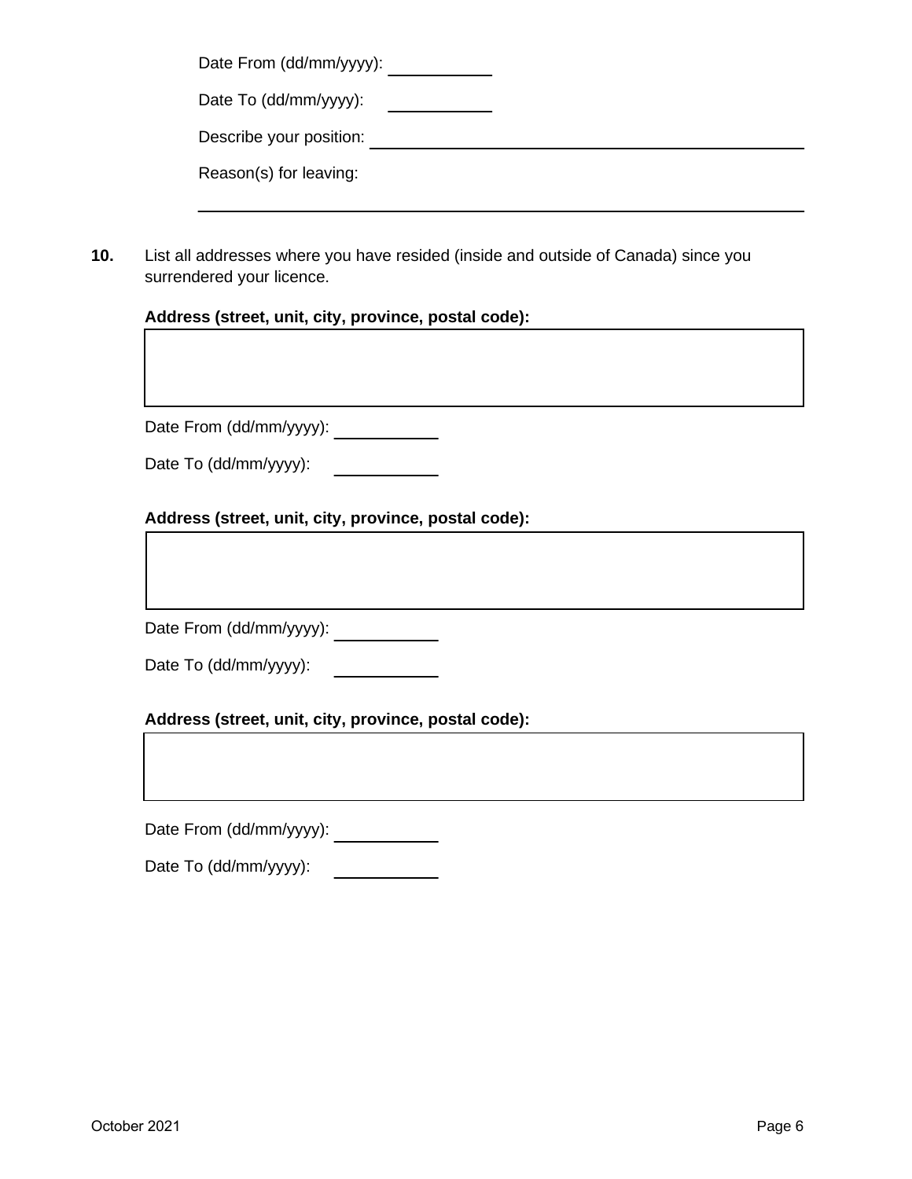Date From (dd/mm/yyyy): ___________

Date To (dd/mm/yyyy): ___________

Describe your position: ___________________________________________

Reason(s) for leaving:

___________________________________________________________

**10.** List all addresses where you have resided (inside and outside of Canada) since you surrendered your licence.

**Address (street, unit, city, province, postal code):**

Date From (dd/mm/yyyy): ___________

Date To (dd/mm/yyyy): ___________

**Address (street, unit, city, province, postal code):**

Date From (dd/mm/yyyy): ___________

Date To (dd/mm/yyyy): ___________

**Address (street, unit, city, province, postal code):**

Date From (dd/mm/yyyy): ___________

Date To (dd/mm/yyyy): ___________

October 2021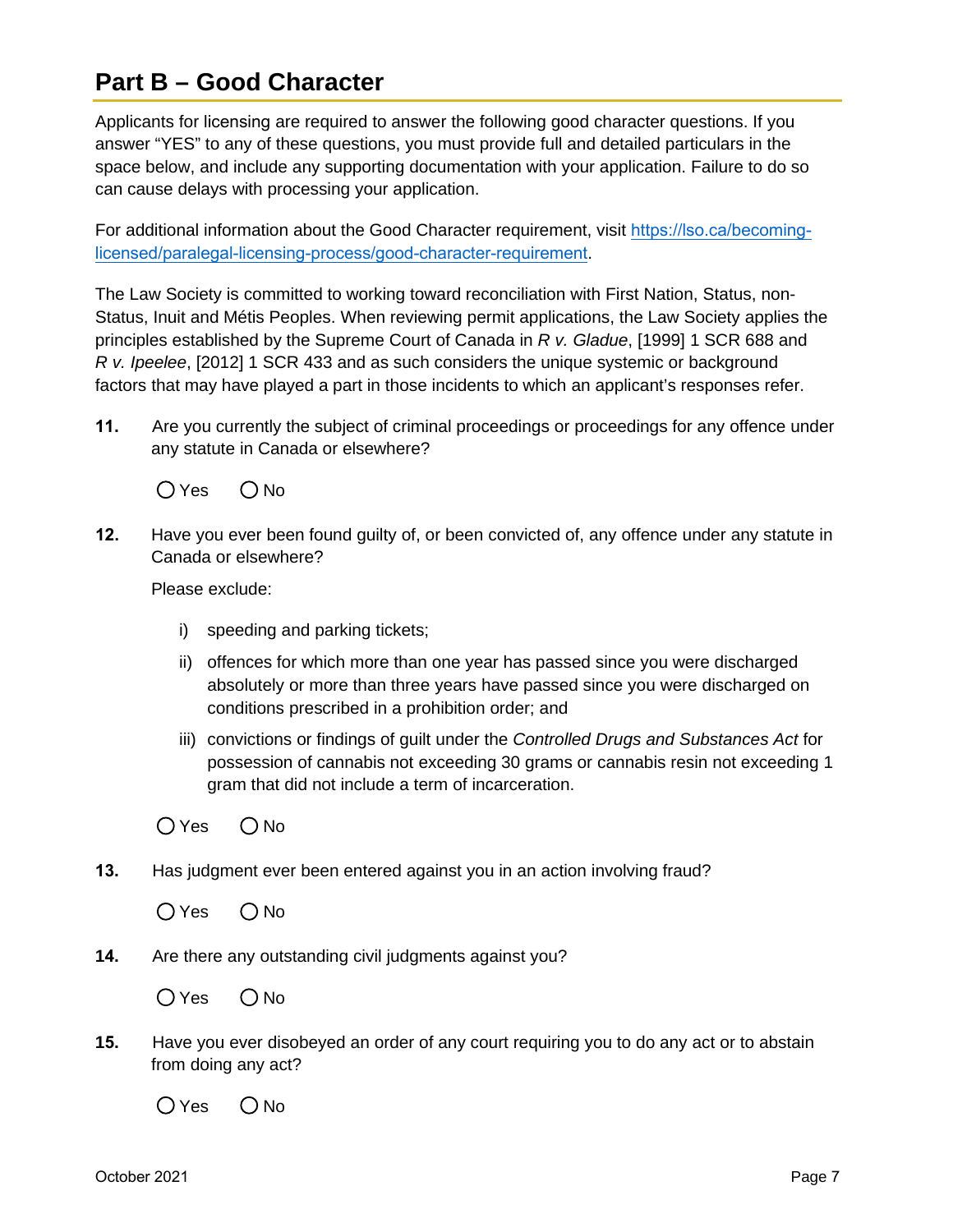## Part B – Good Character

Applicants for licensing are required to answer the following good character questions. If you answer "YES" to any of these questions, you must provide full and detailed particulars in the space below, and include any supporting documentation with your application. Failure to do so can cause delays with processing your application.

For additional information about the Good Character requirement, visit [https://lso.ca/becoming-licensed/paralegal-licensing-process/good-character-requirement](https://lso.ca/becoming-licensed/paralegal-licensing-process/good-character-requirement).

The Law Society is committed to working toward reconciliation with First Nation, Status, non-Status, Inuit and Métis Peoples. When reviewing permit applications, the Law Society applies the principles established by the Supreme Court of Canada in *R v. Gladue*, [1999] 1 SCR 688 and *R v. Ipeelee*, [2012] 1 SCR 433 and as such considers the unique systemic or background factors that may have played a part in those incidents to which an applicant's responses refer.

**11.** Are you currently the subject of criminal proceedings or proceedings for any offence under any statute in Canada or elsewhere?

○ Yes ○ No

**12.** Have you ever been found guilty of, or been convicted of, any offence under any statute in Canada or elsewhere?

Please exclude:

i) speeding and parking tickets;

ii) offences for which more than one year has passed since you were discharged absolutely or more than three years have passed since you were discharged on conditions prescribed in a prohibition order; and

iii) convictions or findings of guilt under the *Controlled Drugs and Substances Act* for possession of cannabis not exceeding 30 grams or cannabis resin not exceeding 1 gram that did not include a term of incarceration.

○ Yes ○ No

**13.** Has judgment ever been entered against you in an action involving fraud?

○ Yes ○ No

**14.** Are there any outstanding civil judgments against you?

○ Yes ○ No

**15.** Have you ever disobeyed an order of any court requiring you to do any act or to abstain from doing any act?

○ Yes ○ No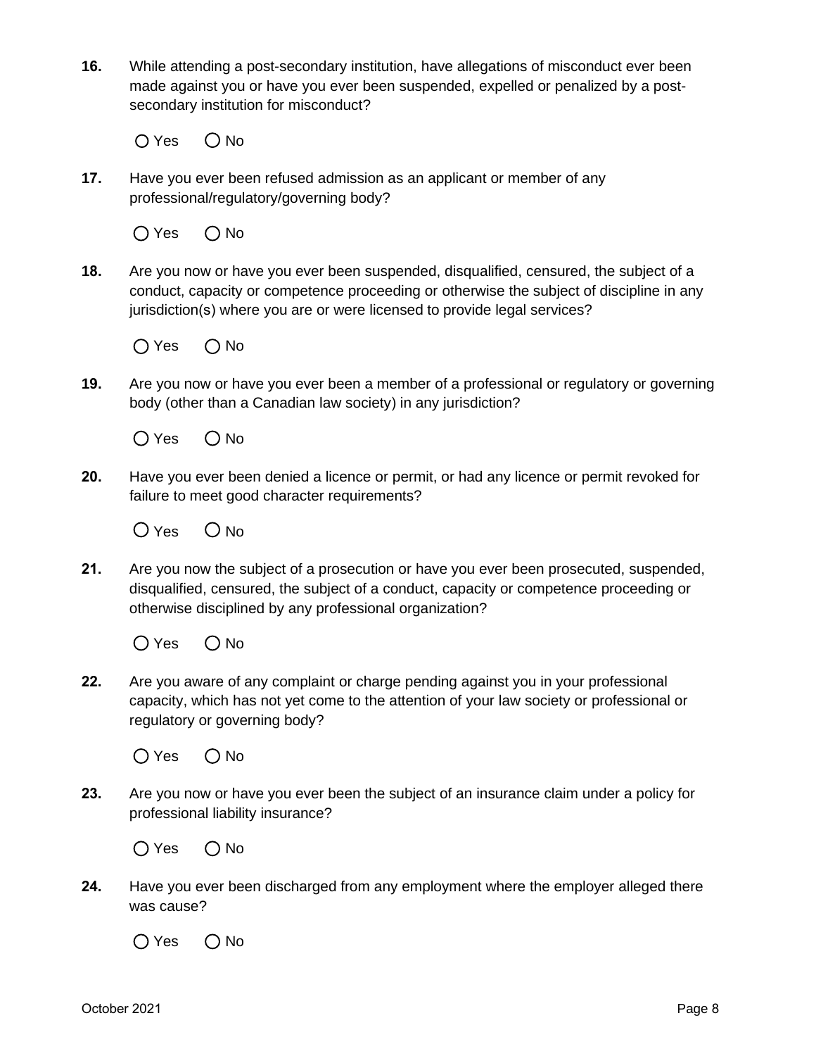**16.** While attending a post-secondary institution, have allegations of misconduct ever been made against you or have you ever been suspended, expelled or penalized by a post-secondary institution for misconduct?

○ Yes ○ No

**17.** Have you ever been refused admission as an applicant or member of any professional/regulatory/governing body?

○ Yes ○ No

**18.** Are you now or have you ever been suspended, disqualified, censured, the subject of a conduct, capacity or competence proceeding or otherwise the subject of discipline in any jurisdiction(s) where you are or were licensed to provide legal services?

○ Yes ○ No

**19.** Are you now or have you ever been a member of a professional or regulatory or governing body (other than a Canadian law society) in any jurisdiction?

○ Yes ○ No

**20.** Have you ever been denied a licence or permit, or had any licence or permit revoked for failure to meet good character requirements?

○ Yes ○ No

**21.** Are you now the subject of a prosecution or have you ever been prosecuted, suspended, disqualified, censured, the subject of a conduct, capacity or competence proceeding or otherwise disciplined by any professional organization?

○ Yes ○ No

**22.** Are you aware of any complaint or charge pending against you in your professional capacity, which has not yet come to the attention of your law society or professional or regulatory or governing body?

○ Yes ○ No

**23.** Are you now or have you ever been the subject of an insurance claim under a policy for professional liability insurance?

○ Yes ○ No

**24.** Have you ever been discharged from any employment where the employer alleged there was cause?

○ Yes ○ No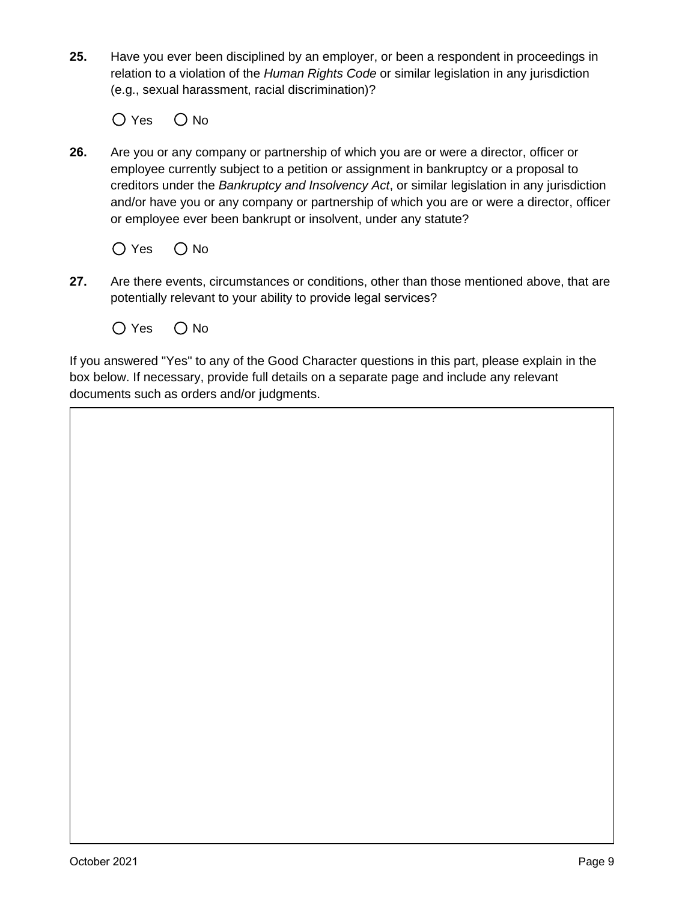**25.** Have you ever been disciplined by an employer, or been a respondent in proceedings in relation to a violation of the *Human Rights Code* or similar legislation in any jurisdiction (e.g., sexual harassment, racial discrimination)?

○ Yes ○ No

**26.** Are you or any company or partnership of which you are or were a director, officer or employee currently subject to a petition or assignment in bankruptcy or a proposal to creditors under the *Bankruptcy and Insolvency Act*, or similar legislation in any jurisdiction and/or have you or any company or partnership of which you are or were a director, officer or employee ever been bankrupt or insolvent, under any statute?

○ Yes ○ No

**27.** Are there events, circumstances or conditions, other than those mentioned above, that are potentially relevant to your ability to provide legal services?

○ Yes ○ No

If you answered "Yes" to any of the Good Character questions in this part, please explain in the box below. If necessary, provide full details on a separate page and include any relevant documents such as orders and/or judgments.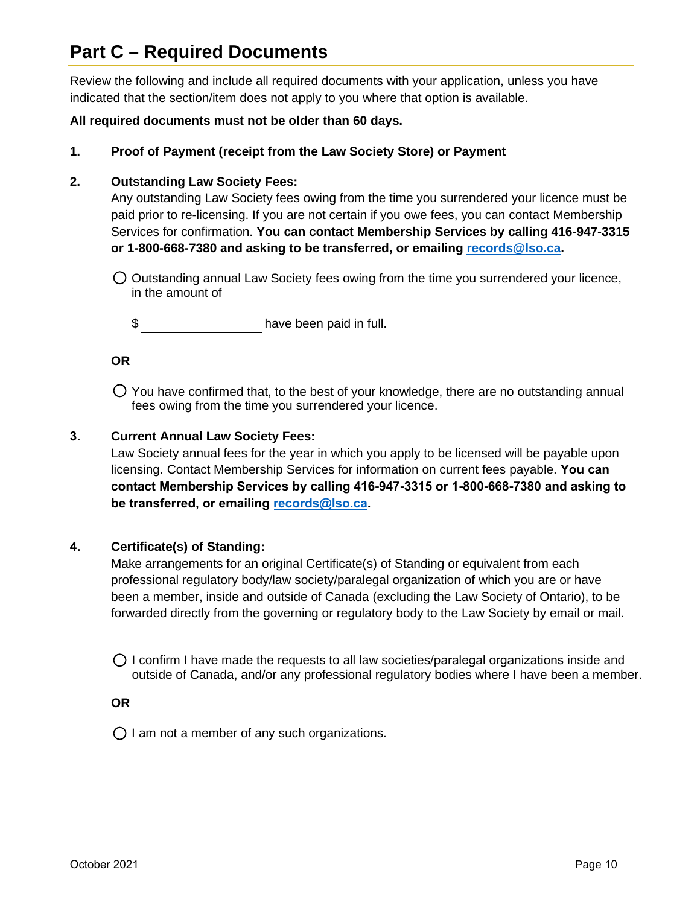# Part C – Required Documents

Review the following and include all required documents with your application, unless you have indicated that the section/item does not apply to you where that option is available.

**All required documents must not be older than 60 days.**

1. **Proof of Payment (receipt from the Law Society Store) or Payment**

2. **Outstanding Law Society Fees:**
   Any outstanding Law Society fees owing from the time you surrendered your licence must be paid prior to re-licensing. If you are not certain if you owe fees, you can contact Membership Services for confirmation. **You can contact Membership Services by calling 416-947-3315 or 1-800-668-7380 and asking to be transferred, or emailing [records@lso.ca](mailto:records@lso.ca).**

   ◯ Outstanding annual Law Society fees owing from the time you surrendered your licence, in the amount of

   $ ________________ have been paid in full.

   **OR**

   ◯ You have confirmed that, to the best of your knowledge, there are no outstanding annual fees owing from the time you surrendered your licence.

3. **Current Annual Law Society Fees:**
   Law Society annual fees for the year in which you apply to be licensed will be payable upon licensing. Contact Membership Services for information on current fees payable. **You can contact Membership Services by calling 416-947-3315 or 1-800-668-7380 and asking to be transferred, or emailing [records@lso.ca](mailto:records@lso.ca).**

4. **Certificate(s) of Standing:**
   Make arrangements for an original Certificate(s) of Standing or equivalent from each professional regulatory body/law society/paralegal organization of which you are or have been a member, inside and outside of Canada (excluding the Law Society of Ontario), to be forwarded directly from the governing or regulatory body to the Law Society by email or mail.

   ◯ I confirm I have made the requests to all law societies/paralegal organizations inside and outside of Canada, and/or any professional regulatory bodies where I have been a member.

   **OR**

   ◯ I am not a member of any such organizations.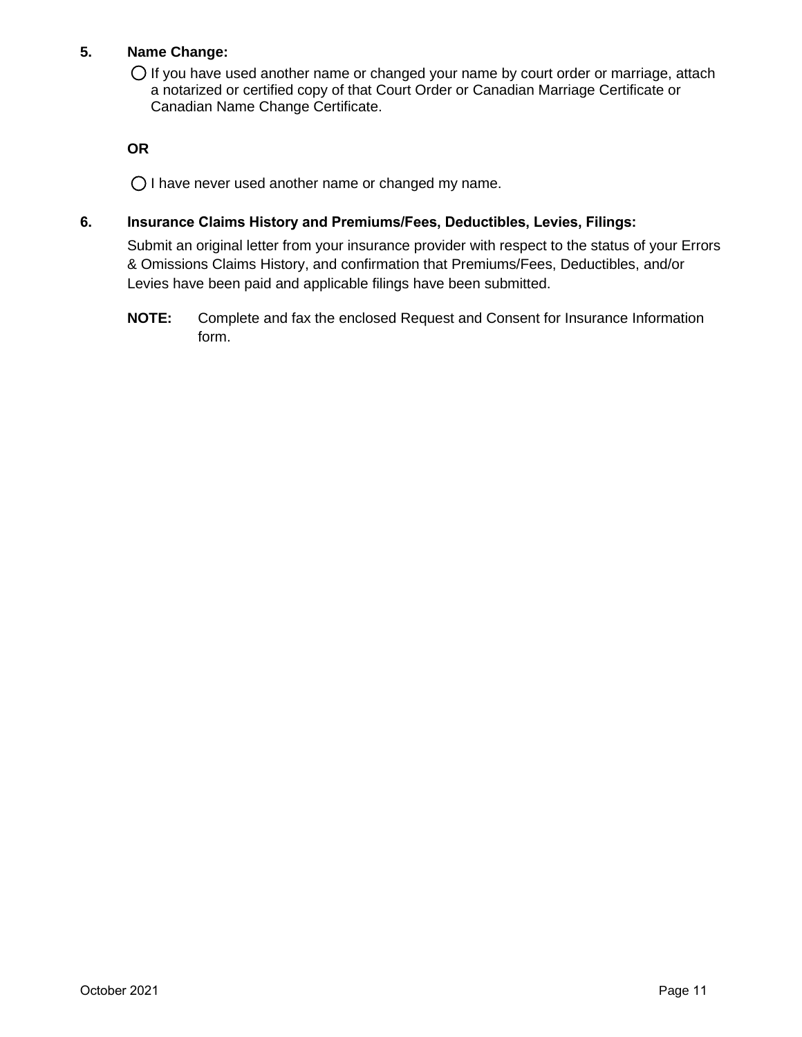**5. Name Change:**

- ◯ If you have used another name or changed your name by court order or marriage, attach a notarized or certified copy of that Court Order or Canadian Marriage Certificate or Canadian Name Change Certificate.

**OR**

- ◯ I have never used another name or changed my name.

**6. Insurance Claims History and Premiums/Fees, Deductibles, Levies, Filings:**

Submit an original letter from your insurance provider with respect to the status of your Errors & Omissions Claims History, and confirmation that Premiums/Fees, Deductibles, and/or Levies have been paid and applicable filings have been submitted.

**NOTE:** Complete and fax the enclosed Request and Consent for Insurance Information form.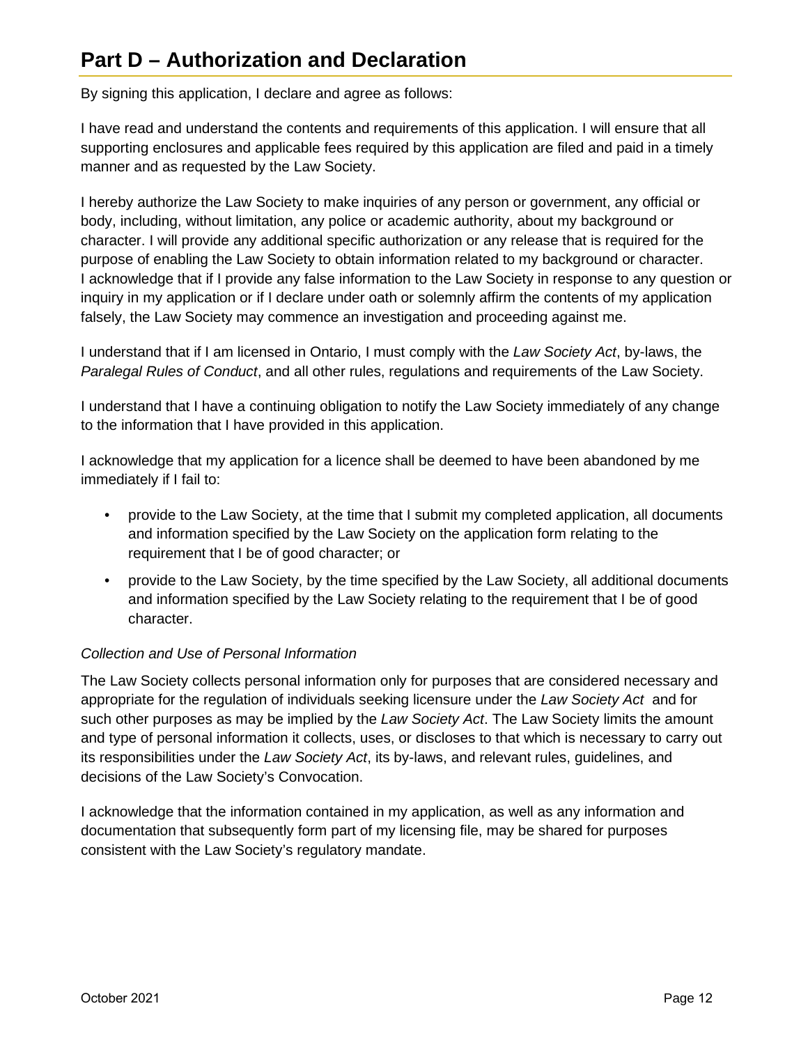# Part D – Authorization and Declaration

By signing this application, I declare and agree as follows:

I have read and understand the contents and requirements of this application. I will ensure that all supporting enclosures and applicable fees required by this application are filed and paid in a timely manner and as requested by the Law Society.

I hereby authorize the Law Society to make inquiries of any person or government, any official or body, including, without limitation, any police or academic authority, about my background or character. I will provide any additional specific authorization or any release that is required for the purpose of enabling the Law Society to obtain information related to my background or character. I acknowledge that if I provide any false information to the Law Society in response to any question or inquiry in my application or if I declare under oath or solemnly affirm the contents of my application falsely, the Law Society may commence an investigation and proceeding against me.

I understand that if I am licensed in Ontario, I must comply with the *Law Society Act*, by-laws, the *Paralegal Rules of Conduct*, and all other rules, regulations and requirements of the Law Society.

I understand that I have a continuing obligation to notify the Law Society immediately of any change to the information that I have provided in this application.

I acknowledge that my application for a licence shall be deemed to have been abandoned by me immediately if I fail to:

- provide to the Law Society, at the time that I submit my completed application, all documents and information specified by the Law Society on the application form relating to the requirement that I be of good character; or
- provide to the Law Society, by the time specified by the Law Society, all additional documents and information specified by the Law Society relating to the requirement that I be of good character.

*Collection and Use of Personal Information*

The Law Society collects personal information only for purposes that are considered necessary and appropriate for the regulation of individuals seeking licensure under the *Law Society Act* and for such other purposes as may be implied by the *Law Society Act*. The Law Society limits the amount and type of personal information it collects, uses, or discloses to that which is necessary to carry out its responsibilities under the *Law Society Act*, its by-laws, and relevant rules, guidelines, and decisions of the Law Society's Convocation.

I acknowledge that the information contained in my application, as well as any information and documentation that subsequently form part of my licensing file, may be shared for purposes consistent with the Law Society's regulatory mandate.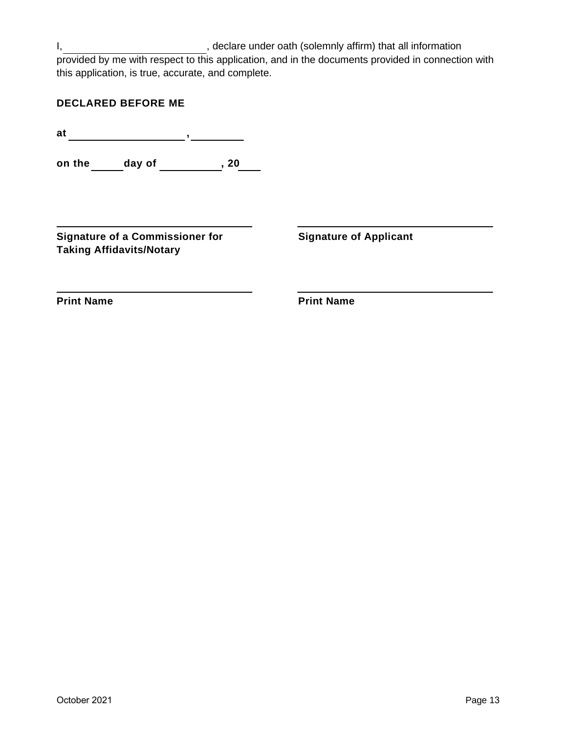I, \_\_\_\_\_\_\_\_\_\_\_\_\_\_\_\_\_\_\_\_\_\_\_\_\_, declare under oath (solemnly affirm) that all information provided by me with respect to this application, and in the documents provided in connection with this application, is true, accurate, and complete.

**DECLARED BEFORE ME**

**at \_\_\_\_\_\_\_\_\_\_\_\_\_\_\_\_\_\_\_\_, \_\_\_\_\_\_\_\_\_**

**on the \_\_\_\_\_ day of \_\_\_\_\_\_\_\_\_\_, 20\_\_\_**

| \_\_\_\_\_\_\_\_\_\_\_\_\_\_\_\_\_\_\_\_\_\_\_\_\_\_\_\_\_\_\_\_\_\_ | \_\_\_\_\_\_\_\_\_\_\_\_\_\_\_\_\_\_\_\_\_\_\_\_\_\_\_\_\_\_\_\_\_\_ |
|---|---|
| **Signature of a Commissioner for Taking Affidavits/Notary** | **Signature of Applicant** |
| \_\_\_\_\_\_\_\_\_\_\_\_\_\_\_\_\_\_\_\_\_\_\_\_\_\_\_\_\_\_\_\_\_\_ | \_\_\_\_\_\_\_\_\_\_\_\_\_\_\_\_\_\_\_\_\_\_\_\_\_\_\_\_\_\_\_\_\_\_ |
| **Print Name** | **Print Name** |

October 2021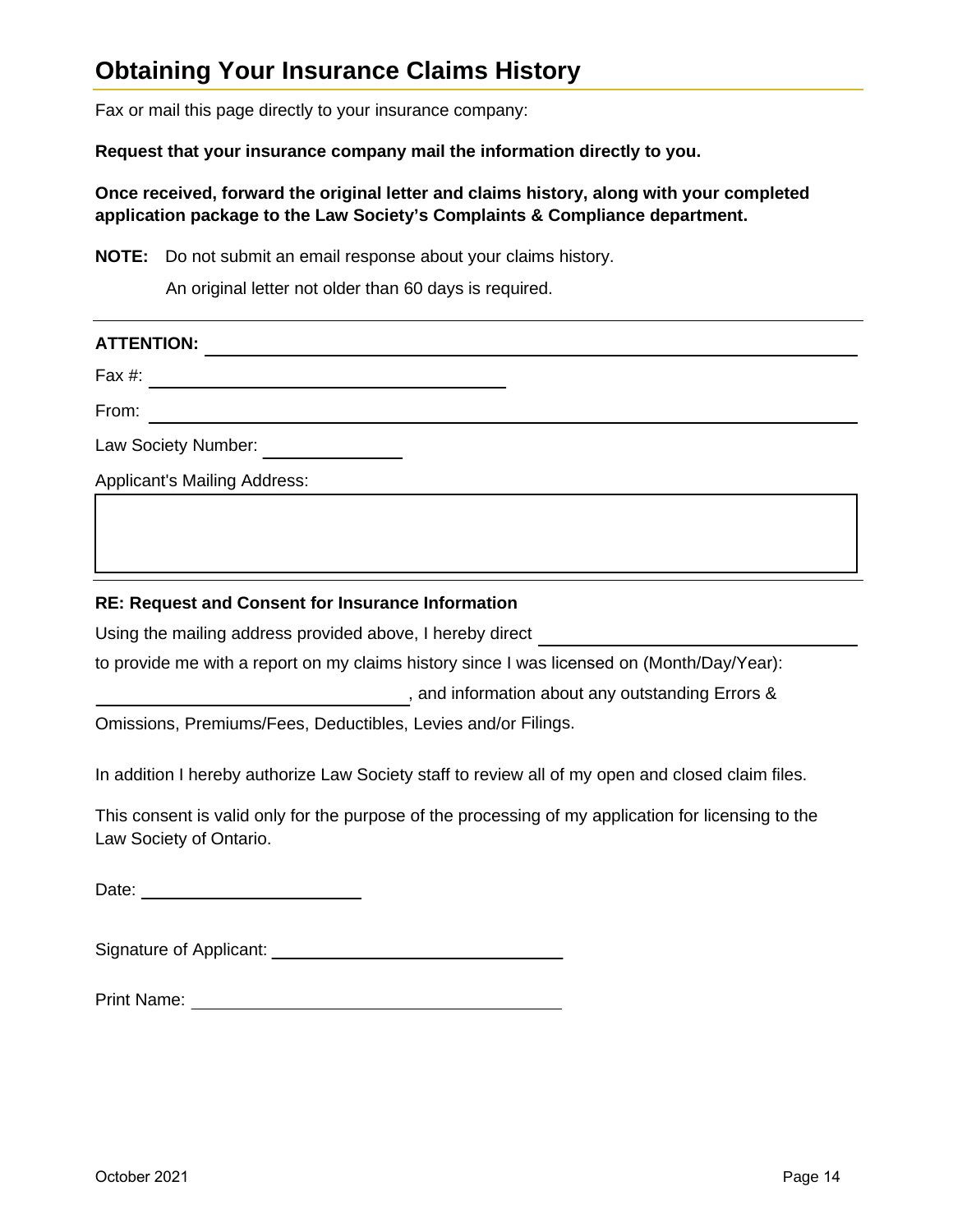# Obtaining Your Insurance Claims History

Fax or mail this page directly to your insurance company:

**Request that your insurance company mail the information directly to you.**

**Once received, forward the original letter and claims history, along with your completed application package to the Law Society's Complaints & Compliance department.**

**NOTE:** Do not submit an email response about your claims history.

An original letter not older than 60 days is required.

---

**ATTENTION:** ________________________________________

Fax #: ____________________

From: ________________________________________

Law Society Number: __________

Applicant's Mailing Address:

| |
|---|
| |

---

**RE: Request and Consent for Insurance Information**

Using the mailing address provided above, I hereby direct ____________________

to provide me with a report on my claims history since I was licensed on (Month/Day/Year):

____________________, and information about any outstanding Errors & Omissions, Premiums/Fees, Deductibles, Levies and/or Filings.

In addition I hereby authorize Law Society staff to review all of my open and closed claim files.

This consent is valid only for the purpose of the processing of my application for licensing to the Law Society of Ontario.

Date: ____________________

Signature of Applicant: ____________________

Print Name: ____________________